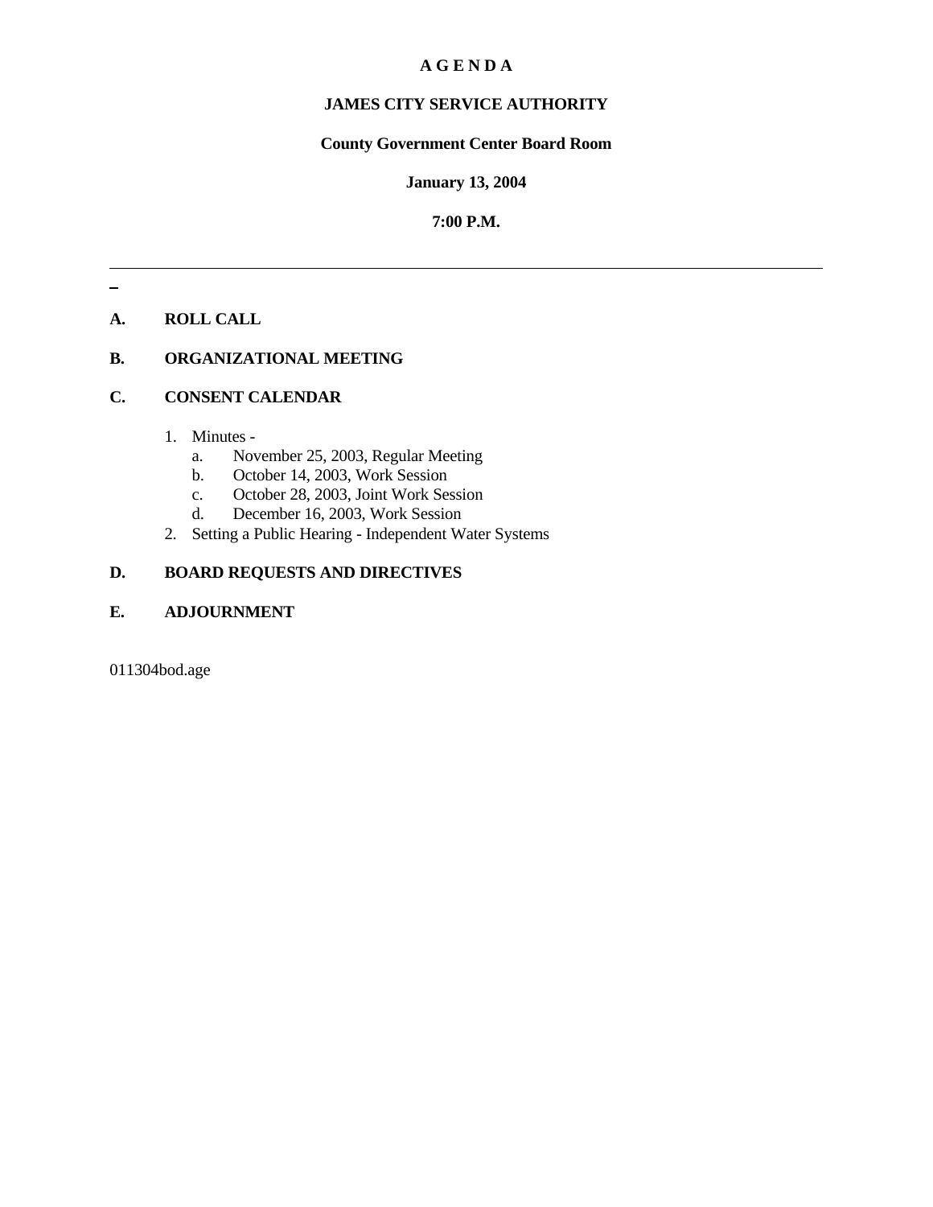# A G E N D A

## JAMES CITY SERVICE AUTHORITY

**County Government Center Board Room**

**January 13, 2004**

**7:00 P.M.**

---

**A. ROLL CALL**

**B. ORGANIZATIONAL MEETING**

**C. CONSENT CALENDAR**

1. Minutes -
   a. November 25, 2003, Regular Meeting
   b. October 14, 2003, Work Session
   c. October 28, 2003, Joint Work Session
   d. December 16, 2003, Work Session
2. Setting a Public Hearing - Independent Water Systems

**D. BOARD REQUESTS AND DIRECTIVES**

**E. ADJOURNMENT**

011304bod.age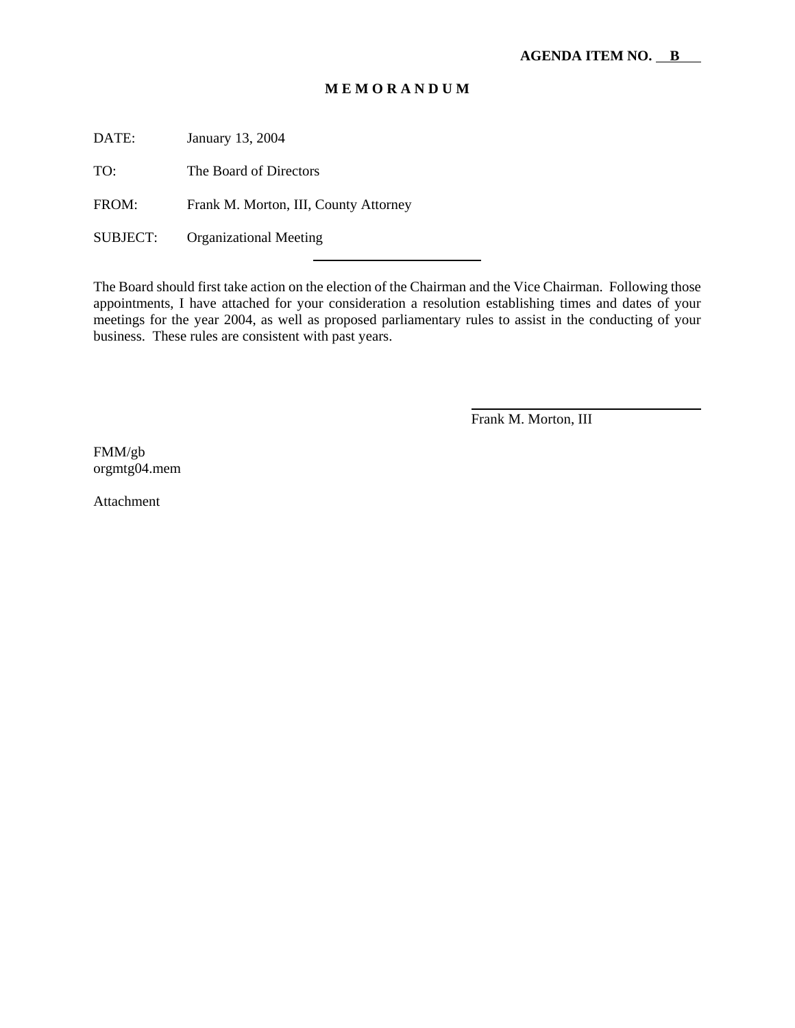**AGENDA ITEM NO. B**

# M E M O R A N D U M

DATE: January 13, 2004

TO: The Board of Directors

FROM: Frank M. Morton, III, County Attorney

SUBJECT: Organizational Meeting

---

The Board should first take action on the election of the Chairman and the Vice Chairman. Following those appointments, I have attached for your consideration a resolution establishing times and dates of your meetings for the year 2004, as well as proposed parliamentary rules to assist in the conducting of your business. These rules are consistent with past years.

Frank M. Morton, III

FMM/gb
orgmtg04.mem

Attachment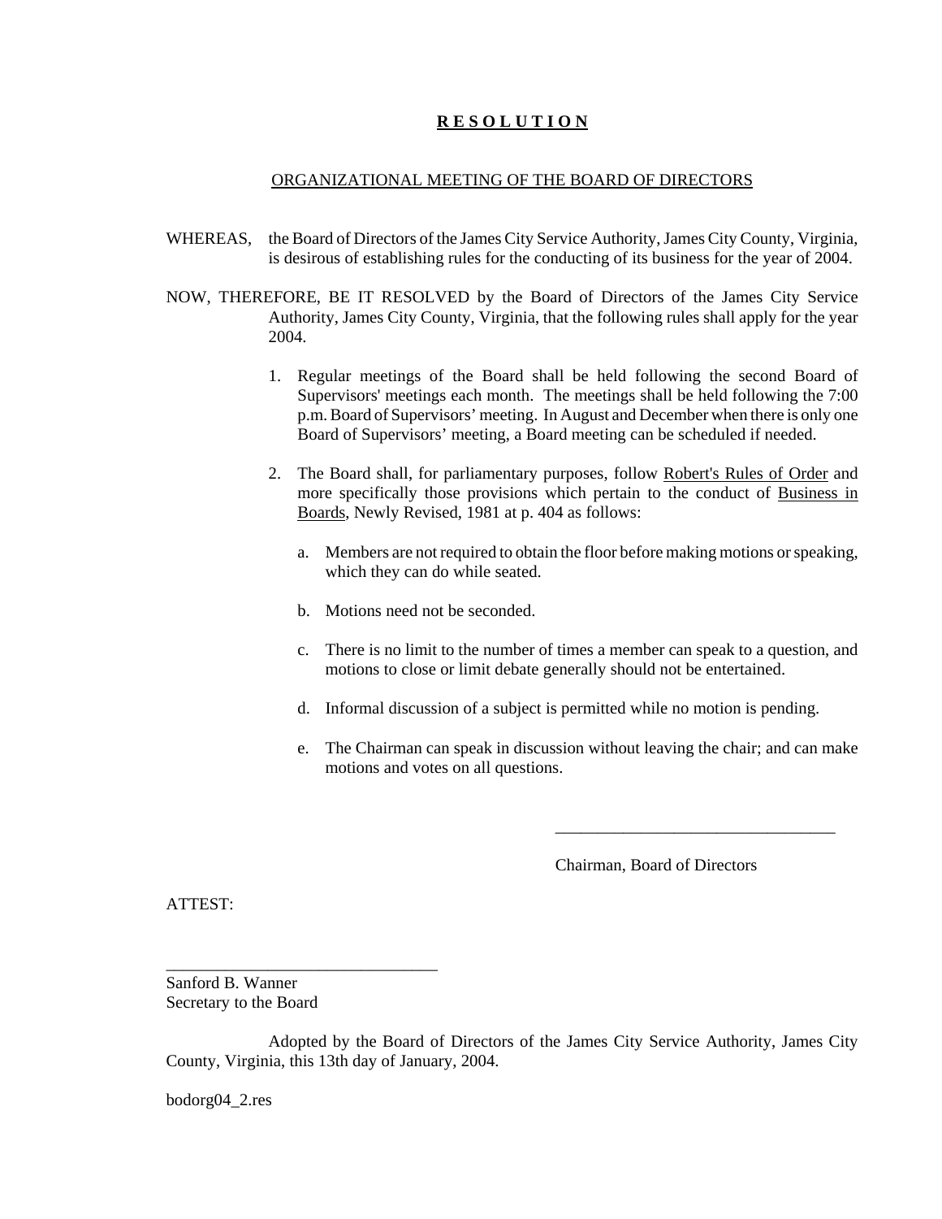# R E S O L U T I O N

## ORGANIZATIONAL MEETING OF THE BOARD OF DIRECTORS

WHEREAS, the Board of Directors of the James City Service Authority, James City County, Virginia, is desirous of establishing rules for the conducting of its business for the year of 2004.

NOW, THEREFORE, BE IT RESOLVED by the Board of Directors of the James City Service Authority, James City County, Virginia, that the following rules shall apply for the year 2004.

1. Regular meetings of the Board shall be held following the second Board of Supervisors' meetings each month. The meetings shall be held following the 7:00 p.m. Board of Supervisors' meeting. In August and December when there is only one Board of Supervisors' meeting, a Board meeting can be scheduled if needed.

2. The Board shall, for parliamentary purposes, follow Robert's Rules of Order and more specifically those provisions which pertain to the conduct of Business in Boards, Newly Revised, 1981 at p. 404 as follows:

   a. Members are not required to obtain the floor before making motions or speaking, which they can do while seated.

   b. Motions need not be seconded.

   c. There is no limit to the number of times a member can speak to a question, and motions to close or limit debate generally should not be entertained.

   d. Informal discussion of a subject is permitted while no motion is pending.

   e. The Chairman can speak in discussion without leaving the chair; and can make motions and votes on all questions.

\_\_\_\_\_\_\_\_\_\_\_\_\_\_\_\_\_\_\_\_\_\_\_\_\_\_\_\_\_\_\_\_

Chairman, Board of Directors

ATTEST:

\_\_\_\_\_\_\_\_\_\_\_\_\_\_\_\_\_\_\_\_\_\_\_\_\_\_\_\_\_\_\_\_

Sanford B. Wanner
Secretary to the Board

Adopted by the Board of Directors of the James City Service Authority, James City County, Virginia, this 13th day of January, 2004.

bodorg04_2.res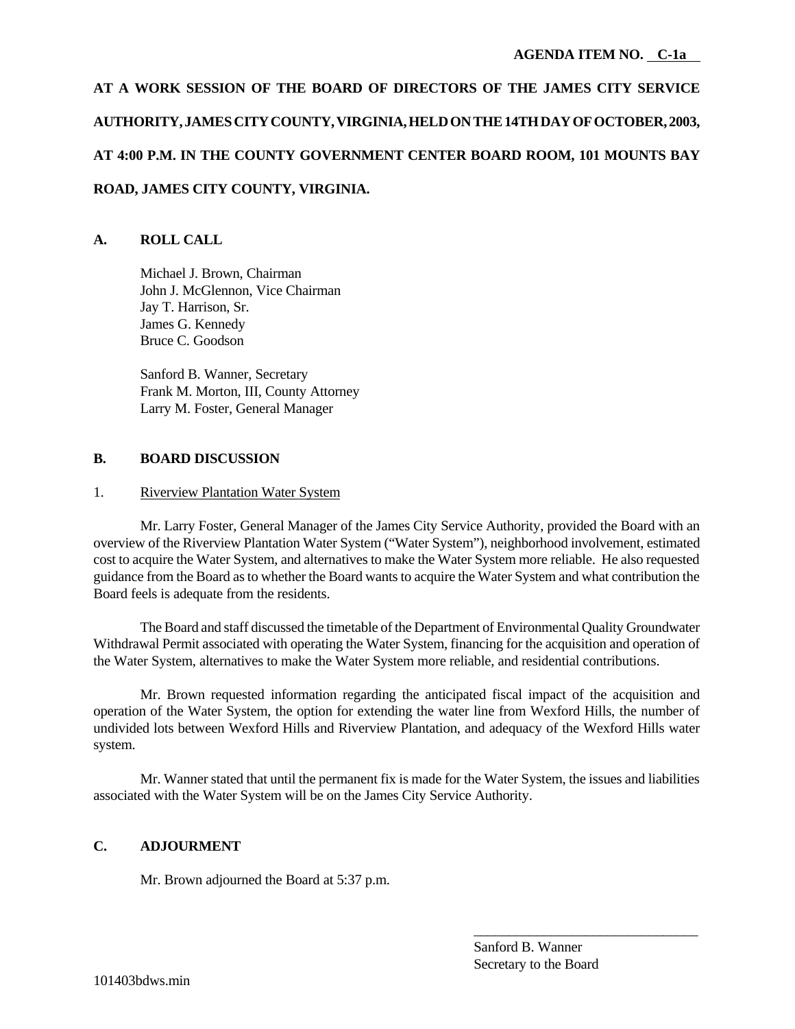**AGENDA ITEM NO. C-1a**

**AT A WORK SESSION OF THE BOARD OF DIRECTORS OF THE JAMES CITY SERVICE AUTHORITY, JAMES CITY COUNTY, VIRGINIA, HELD ON THE 14TH DAY OF OCTOBER, 2003, AT 4:00 P.M. IN THE COUNTY GOVERNMENT CENTER BOARD ROOM, 101 MOUNTS BAY ROAD, JAMES CITY COUNTY, VIRGINIA.**

## A. ROLL CALL

Michael J. Brown, Chairman
John J. McGlennon, Vice Chairman
Jay T. Harrison, Sr.
James G. Kennedy
Bruce C. Goodson

Sanford B. Wanner, Secretary
Frank M. Morton, III, County Attorney
Larry M. Foster, General Manager

## B. BOARD DISCUSSION

1. Riverview Plantation Water System

Mr. Larry Foster, General Manager of the James City Service Authority, provided the Board with an overview of the Riverview Plantation Water System ("Water System"), neighborhood involvement, estimated cost to acquire the Water System, and alternatives to make the Water System more reliable. He also requested guidance from the Board as to whether the Board wants to acquire the Water System and what contribution the Board feels is adequate from the residents.

The Board and staff discussed the timetable of the Department of Environmental Quality Groundwater Withdrawal Permit associated with operating the Water System, financing for the acquisition and operation of the Water System, alternatives to make the Water System more reliable, and residential contributions.

Mr. Brown requested information regarding the anticipated fiscal impact of the acquisition and operation of the Water System, the option for extending the water line from Wexford Hills, the number of undivided lots between Wexford Hills and Riverview Plantation, and adequacy of the Wexford Hills water system.

Mr. Wanner stated that until the permanent fix is made for the Water System, the issues and liabilities associated with the Water System will be on the James City Service Authority.

## C. ADJOURMENT

Mr. Brown adjourned the Board at 5:37 p.m.

\_\_\_\_\_\_\_\_\_\_\_\_\_\_\_\_\_\_\_\_\_\_\_\_\_\_\_\_\_\_\_\_
Sanford B. Wanner
Secretary to the Board

101403bdws.min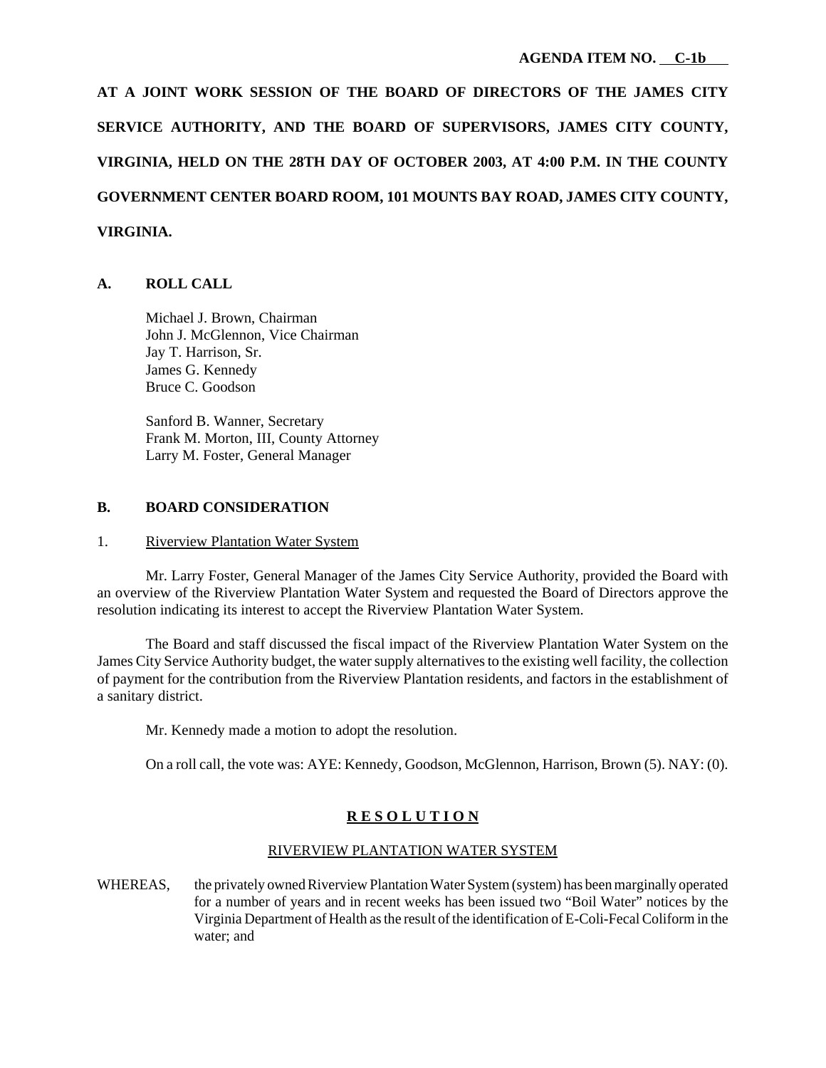AGENDA ITEM NO. C-1b

**AT A JOINT WORK SESSION OF THE BOARD OF DIRECTORS OF THE JAMES CITY SERVICE AUTHORITY, AND THE BOARD OF SUPERVISORS, JAMES CITY COUNTY, VIRGINIA, HELD ON THE 28TH DAY OF OCTOBER 2003, AT 4:00 P.M. IN THE COUNTY GOVERNMENT CENTER BOARD ROOM, 101 MOUNTS BAY ROAD, JAMES CITY COUNTY, VIRGINIA.**

## A. ROLL CALL

Michael J. Brown, Chairman
John J. McGlennon, Vice Chairman
Jay T. Harrison, Sr.
James G. Kennedy
Bruce C. Goodson

Sanford B. Wanner, Secretary
Frank M. Morton, III, County Attorney
Larry M. Foster, General Manager

## B. BOARD CONSIDERATION

1. Riverview Plantation Water System

Mr. Larry Foster, General Manager of the James City Service Authority, provided the Board with an overview of the Riverview Plantation Water System and requested the Board of Directors approve the resolution indicating its interest to accept the Riverview Plantation Water System.

The Board and staff discussed the fiscal impact of the Riverview Plantation Water System on the James City Service Authority budget, the water supply alternatives to the existing well facility, the collection of payment for the contribution from the Riverview Plantation residents, and factors in the establishment of a sanitary district.

Mr. Kennedy made a motion to adopt the resolution.

On a roll call, the vote was: AYE: Kennedy, Goodson, McGlennon, Harrison, Brown (5). NAY: (0).

**R E S O L U T I O N**

RIVERVIEW PLANTATION WATER SYSTEM

WHEREAS, the privately owned Riverview Plantation Water System (system) has been marginally operated for a number of years and in recent weeks has been issued two "Boil Water" notices by the Virginia Department of Health as the result of the identification of E-Coli-Fecal Coliform in the water; and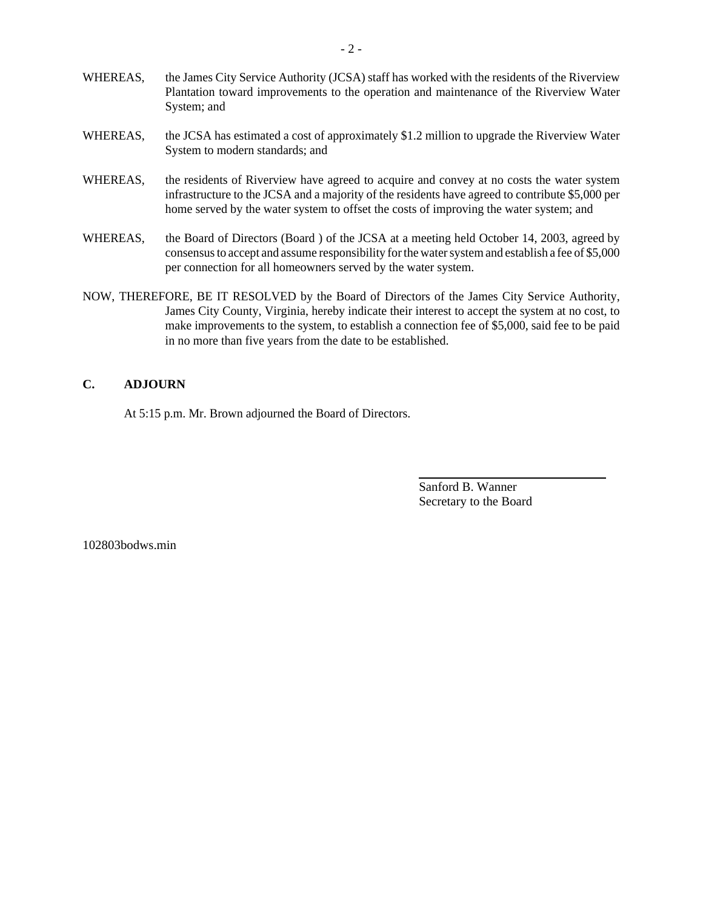WHEREAS, the James City Service Authority (JCSA) staff has worked with the residents of the Riverview Plantation toward improvements to the operation and maintenance of the Riverview Water System; and

WHEREAS, the JCSA has estimated a cost of approximately $1.2 million to upgrade the Riverview Water System to modern standards; and

WHEREAS, the residents of Riverview have agreed to acquire and convey at no costs the water system infrastructure to the JCSA and a majority of the residents have agreed to contribute $5,000 per home served by the water system to offset the costs of improving the water system; and

WHEREAS, the Board of Directors (Board ) of the JCSA at a meeting held October 14, 2003, agreed by consensus to accept and assume responsibility for the water system and establish a fee of $5,000 per connection for all homeowners served by the water system.

NOW, THEREFORE, BE IT RESOLVED by the Board of Directors of the James City Service Authority, James City County, Virginia, hereby indicate their interest to accept the system at no cost, to make improvements to the system, to establish a connection fee of $5,000, said fee to be paid in no more than five years from the date to be established.

**C. ADJOURN**

At 5:15 p.m. Mr. Brown adjourned the Board of Directors.

Sanford B. Wanner
Secretary to the Board

102803bodws.min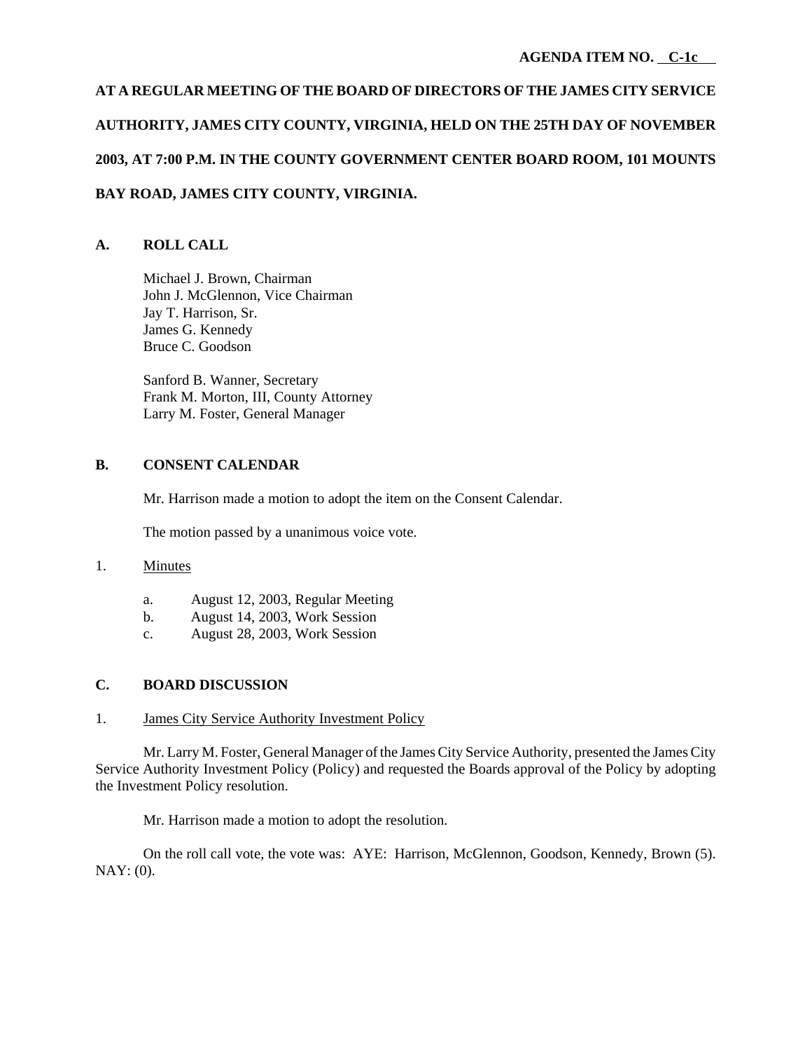**AGENDA ITEM NO. C-1c**

**AT A REGULAR MEETING OF THE BOARD OF DIRECTORS OF THE JAMES CITY SERVICE AUTHORITY, JAMES CITY COUNTY, VIRGINIA, HELD ON THE 25TH DAY OF NOVEMBER 2003, AT 7:00 P.M. IN THE COUNTY GOVERNMENT CENTER BOARD ROOM, 101 MOUNTS BAY ROAD, JAMES CITY COUNTY, VIRGINIA.**

## A. ROLL CALL

Michael J. Brown, Chairman
John J. McGlennon, Vice Chairman
Jay T. Harrison, Sr.
James G. Kennedy
Bruce C. Goodson

Sanford B. Wanner, Secretary
Frank M. Morton, III, County Attorney
Larry M. Foster, General Manager

## B. CONSENT CALENDAR

Mr. Harrison made a motion to adopt the item on the Consent Calendar.

The motion passed by a unanimous voice vote.

1. Minutes

   a. August 12, 2003, Regular Meeting
   b. August 14, 2003, Work Session
   c. August 28, 2003, Work Session

## C. BOARD DISCUSSION

1. James City Service Authority Investment Policy

Mr. Larry M. Foster, General Manager of the James City Service Authority, presented the James City Service Authority Investment Policy (Policy) and requested the Boards approval of the Policy by adopting the Investment Policy resolution.

Mr. Harrison made a motion to adopt the resolution.

On the roll call vote, the vote was: AYE: Harrison, McGlennon, Goodson, Kennedy, Brown (5). NAY: (0).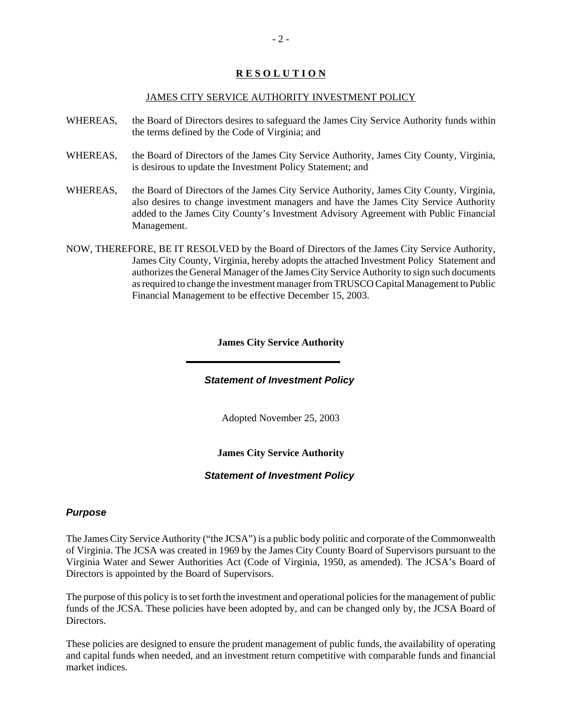**R E S O L U T I O N**

JAMES CITY SERVICE AUTHORITY INVESTMENT POLICY

WHEREAS, the Board of Directors desires to safeguard the James City Service Authority funds within the terms defined by the Code of Virginia; and

WHEREAS, the Board of Directors of the James City Service Authority, James City County, Virginia, is desirous to update the Investment Policy Statement; and

WHEREAS, the Board of Directors of the James City Service Authority, James City County, Virginia, also desires to change investment managers and have the James City Service Authority added to the James City County's Investment Advisory Agreement with Public Financial Management.

NOW, THEREFORE, BE IT RESOLVED by the Board of Directors of the James City Service Authority, James City County, Virginia, hereby adopts the attached Investment Policy Statement and authorizes the General Manager of the James City Service Authority to sign such documents as required to change the investment manager from TRUSCO Capital Management to Public Financial Management to be effective December 15, 2003.

**James City Service Authority**

***Statement of Investment Policy***

Adopted November 25, 2003

**James City Service Authority**

***Statement of Investment Policy***

### ***Purpose***

The James City Service Authority ("the JCSA") is a public body politic and corporate of the Commonwealth of Virginia. The JCSA was created in 1969 by the James City County Board of Supervisors pursuant to the Virginia Water and Sewer Authorities Act (Code of Virginia, 1950, as amended). The JCSA's Board of Directors is appointed by the Board of Supervisors.

The purpose of this policy is to set forth the investment and operational policies for the management of public funds of the JCSA. These policies have been adopted by, and can be changed only by, the JCSA Board of Directors.

These policies are designed to ensure the prudent management of public funds, the availability of operating and capital funds when needed, and an investment return competitive with comparable funds and financial market indices.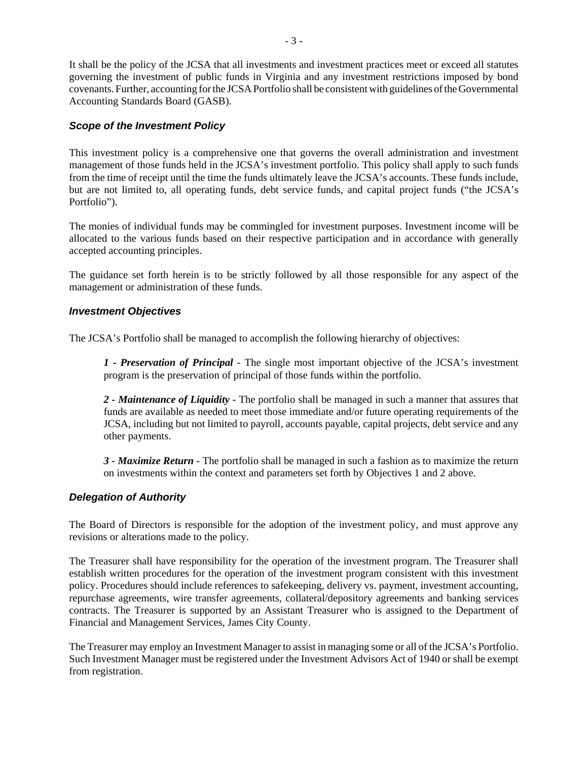It shall be the policy of the JCSA that all investments and investment practices meet or exceed all statutes governing the investment of public funds in Virginia and any investment restrictions imposed by bond covenants. Further, accounting for the JCSA Portfolio shall be consistent with guidelines of the Governmental Accounting Standards Board (GASB).

### *Scope of the Investment Policy*

This investment policy is a comprehensive one that governs the overall administration and investment management of those funds held in the JCSA's investment portfolio. This policy shall apply to such funds from the time of receipt until the time the funds ultimately leave the JCSA's accounts. These funds include, but are not limited to, all operating funds, debt service funds, and capital project funds ("the JCSA's Portfolio").

The monies of individual funds may be commingled for investment purposes. Investment income will be allocated to the various funds based on their respective participation and in accordance with generally accepted accounting principles.

The guidance set forth herein is to be strictly followed by all those responsible for any aspect of the management or administration of these funds.

### *Investment Objectives*

The JCSA's Portfolio shall be managed to accomplish the following hierarchy of objectives:

> ***1 - Preservation of Principal*** - The single most important objective of the JCSA's investment program is the preservation of principal of those funds within the portfolio.
>
> ***2 - Maintenance of Liquidity*** - The portfolio shall be managed in such a manner that assures that funds are available as needed to meet those immediate and/or future operating requirements of the JCSA, including but not limited to payroll, accounts payable, capital projects, debt service and any other payments.
>
> ***3 - Maximize Return*** - The portfolio shall be managed in such a fashion as to maximize the return on investments within the context and parameters set forth by Objectives 1 and 2 above.

### *Delegation of Authority*

The Board of Directors is responsible for the adoption of the investment policy, and must approve any revisions or alterations made to the policy.

The Treasurer shall have responsibility for the operation of the investment program. The Treasurer shall establish written procedures for the operation of the investment program consistent with this investment policy. Procedures should include references to safekeeping, delivery vs. payment, investment accounting, repurchase agreements, wire transfer agreements, collateral/depository agreements and banking services contracts. The Treasurer is supported by an Assistant Treasurer who is assigned to the Department of Financial and Management Services, James City County.

The Treasurer may employ an Investment Manager to assist in managing some or all of the JCSA's Portfolio. Such Investment Manager must be registered under the Investment Advisors Act of 1940 or shall be exempt from registration.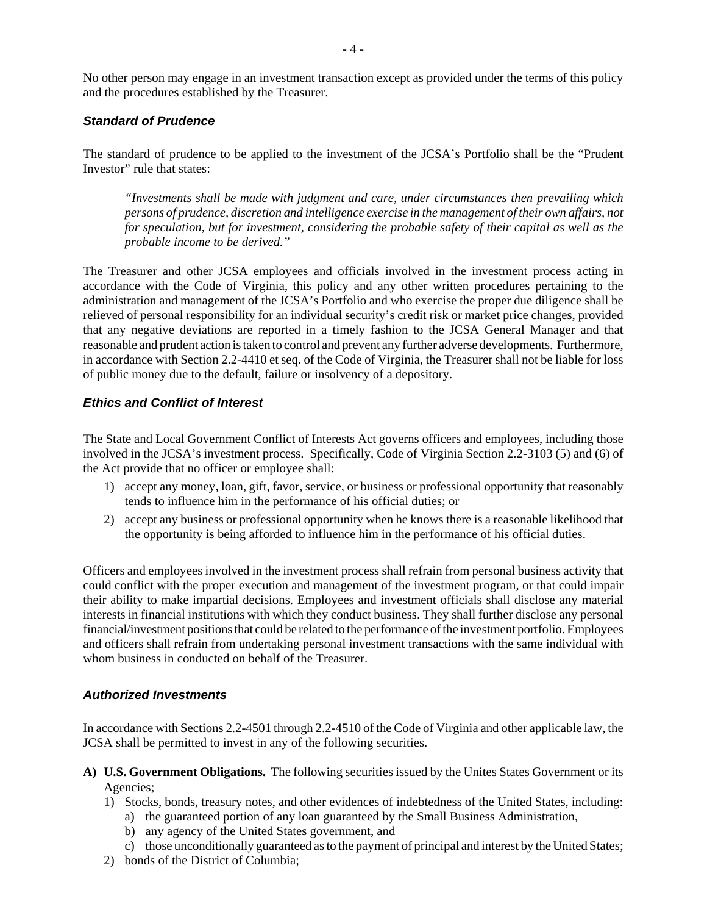No other person may engage in an investment transaction except as provided under the terms of this policy and the procedures established by the Treasurer.

### *Standard of Prudence*

The standard of prudence to be applied to the investment of the JCSA's Portfolio shall be the "Prudent Investor" rule that states:

> *"Investments shall be made with judgment and care, under circumstances then prevailing which persons of prudence, discretion and intelligence exercise in the management of their own affairs, not for speculation, but for investment, considering the probable safety of their capital as well as the probable income to be derived."*

The Treasurer and other JCSA employees and officials involved in the investment process acting in accordance with the Code of Virginia, this policy and any other written procedures pertaining to the administration and management of the JCSA's Portfolio and who exercise the proper due diligence shall be relieved of personal responsibility for an individual security's credit risk or market price changes, provided that any negative deviations are reported in a timely fashion to the JCSA General Manager and that reasonable and prudent action is taken to control and prevent any further adverse developments. Furthermore, in accordance with Section 2.2-4410 et seq. of the Code of Virginia, the Treasurer shall not be liable for loss of public money due to the default, failure or insolvency of a depository.

### *Ethics and Conflict of Interest*

The State and Local Government Conflict of Interests Act governs officers and employees, including those involved in the JCSA's investment process. Specifically, Code of Virginia Section 2.2-3103 (5) and (6) of the Act provide that no officer or employee shall:

1) accept any money, loan, gift, favor, service, or business or professional opportunity that reasonably tends to influence him in the performance of his official duties; or
2) accept any business or professional opportunity when he knows there is a reasonable likelihood that the opportunity is being afforded to influence him in the performance of his official duties.

Officers and employees involved in the investment process shall refrain from personal business activity that could conflict with the proper execution and management of the investment program, or that could impair their ability to make impartial decisions. Employees and investment officials shall disclose any material interests in financial institutions with which they conduct business. They shall further disclose any personal financial/investment positions that could be related to the performance of the investment portfolio. Employees and officers shall refrain from undertaking personal investment transactions with the same individual with whom business in conducted on behalf of the Treasurer.

### *Authorized Investments*

In accordance with Sections 2.2-4501 through 2.2-4510 of the Code of Virginia and other applicable law, the JCSA shall be permitted to invest in any of the following securities.

**A) U.S. Government Obligations.** The following securities issued by the Unites States Government or its Agencies;

1) Stocks, bonds, treasury notes, and other evidences of indebtedness of the United States, including:
   a) the guaranteed portion of any loan guaranteed by the Small Business Administration,
   b) any agency of the United States government, and
   c) those unconditionally guaranteed as to the payment of principal and interest by the United States;
2) bonds of the District of Columbia;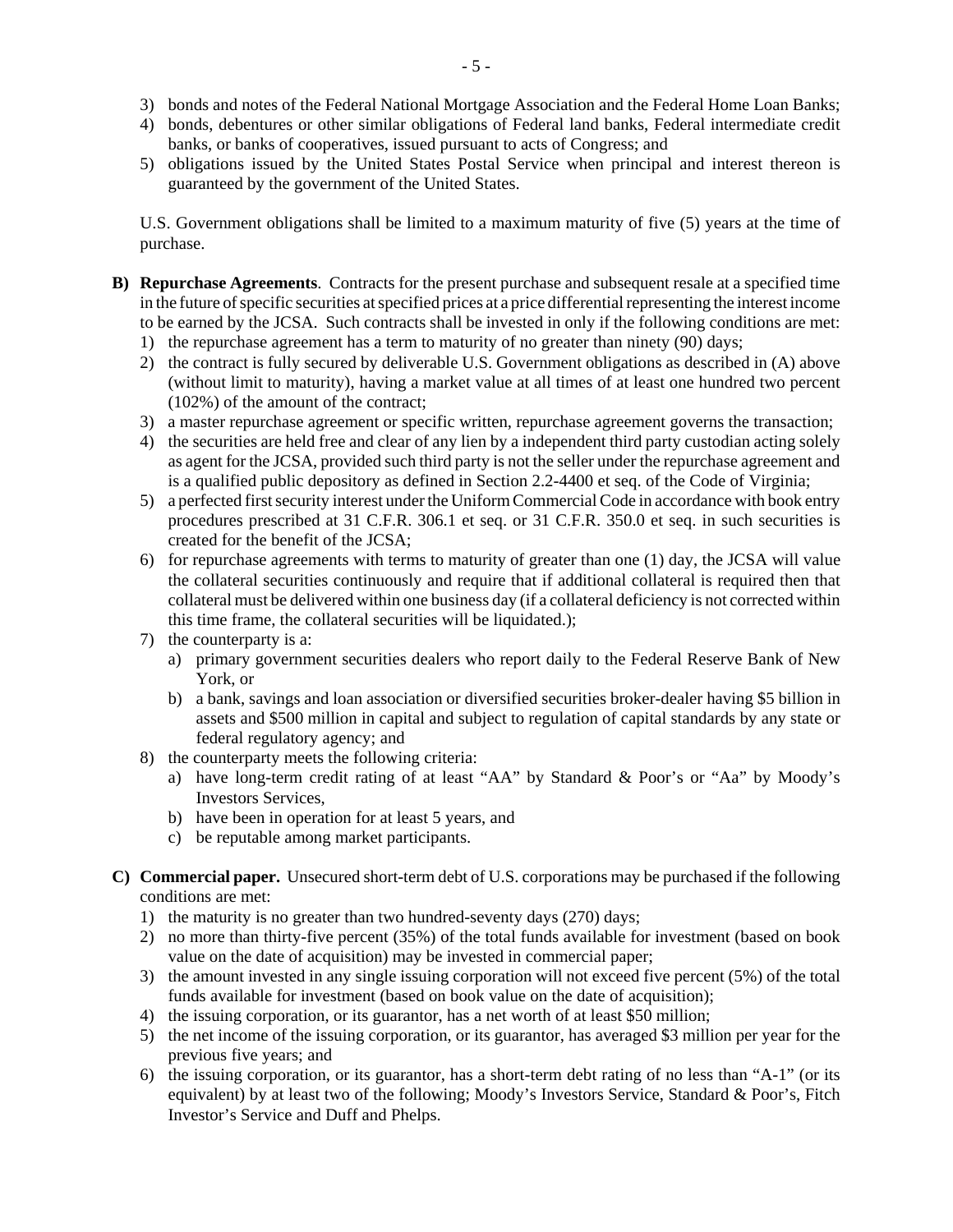3) bonds and notes of the Federal National Mortgage Association and the Federal Home Loan Banks;
4) bonds, debentures or other similar obligations of Federal land banks, Federal intermediate credit banks, or banks of cooperatives, issued pursuant to acts of Congress; and
5) obligations issued by the United States Postal Service when principal and interest thereon is guaranteed by the government of the United States.

U.S. Government obligations shall be limited to a maximum maturity of five (5) years at the time of purchase.

**B) Repurchase Agreements**. Contracts for the present purchase and subsequent resale at a specified time in the future of specific securities at specified prices at a price differential representing the interest income to be earned by the JCSA. Such contracts shall be invested in only if the following conditions are met:

1) the repurchase agreement has a term to maturity of no greater than ninety (90) days;
2) the contract is fully secured by deliverable U.S. Government obligations as described in (A) above (without limit to maturity), having a market value at all times of at least one hundred two percent (102%) of the amount of the contract;
3) a master repurchase agreement or specific written, repurchase agreement governs the transaction;
4) the securities are held free and clear of any lien by a independent third party custodian acting solely as agent for the JCSA, provided such third party is not the seller under the repurchase agreement and is a qualified public depository as defined in Section 2.2-4400 et seq. of the Code of Virginia;
5) a perfected first security interest under the Uniform Commercial Code in accordance with book entry procedures prescribed at 31 C.F.R. 306.1 et seq. or 31 C.F.R. 350.0 et seq. in such securities is created for the benefit of the JCSA;
6) for repurchase agreements with terms to maturity of greater than one (1) day, the JCSA will value the collateral securities continuously and require that if additional collateral is required then that collateral must be delivered within one business day (if a collateral deficiency is not corrected within this time frame, the collateral securities will be liquidated.);
7) the counterparty is a:
   a) primary government securities dealers who report daily to the Federal Reserve Bank of New York, or
   b) a bank, savings and loan association or diversified securities broker-dealer having $5 billion in assets and $500 million in capital and subject to regulation of capital standards by any state or federal regulatory agency; and
8) the counterparty meets the following criteria:
   a) have long-term credit rating of at least "AA" by Standard & Poor's or "Aa" by Moody's Investors Services,
   b) have been in operation for at least 5 years, and
   c) be reputable among market participants.

**C) Commercial paper.** Unsecured short-term debt of U.S. corporations may be purchased if the following conditions are met:

1) the maturity is no greater than two hundred-seventy days (270) days;
2) no more than thirty-five percent (35%) of the total funds available for investment (based on book value on the date of acquisition) may be invested in commercial paper;
3) the amount invested in any single issuing corporation will not exceed five percent (5%) of the total funds available for investment (based on book value on the date of acquisition);
4) the issuing corporation, or its guarantor, has a net worth of at least $50 million;
5) the net income of the issuing corporation, or its guarantor, has averaged $3 million per year for the previous five years; and
6) the issuing corporation, or its guarantor, has a short-term debt rating of no less than "A-1" (or its equivalent) by at least two of the following; Moody's Investors Service, Standard & Poor's, Fitch Investor's Service and Duff and Phelps.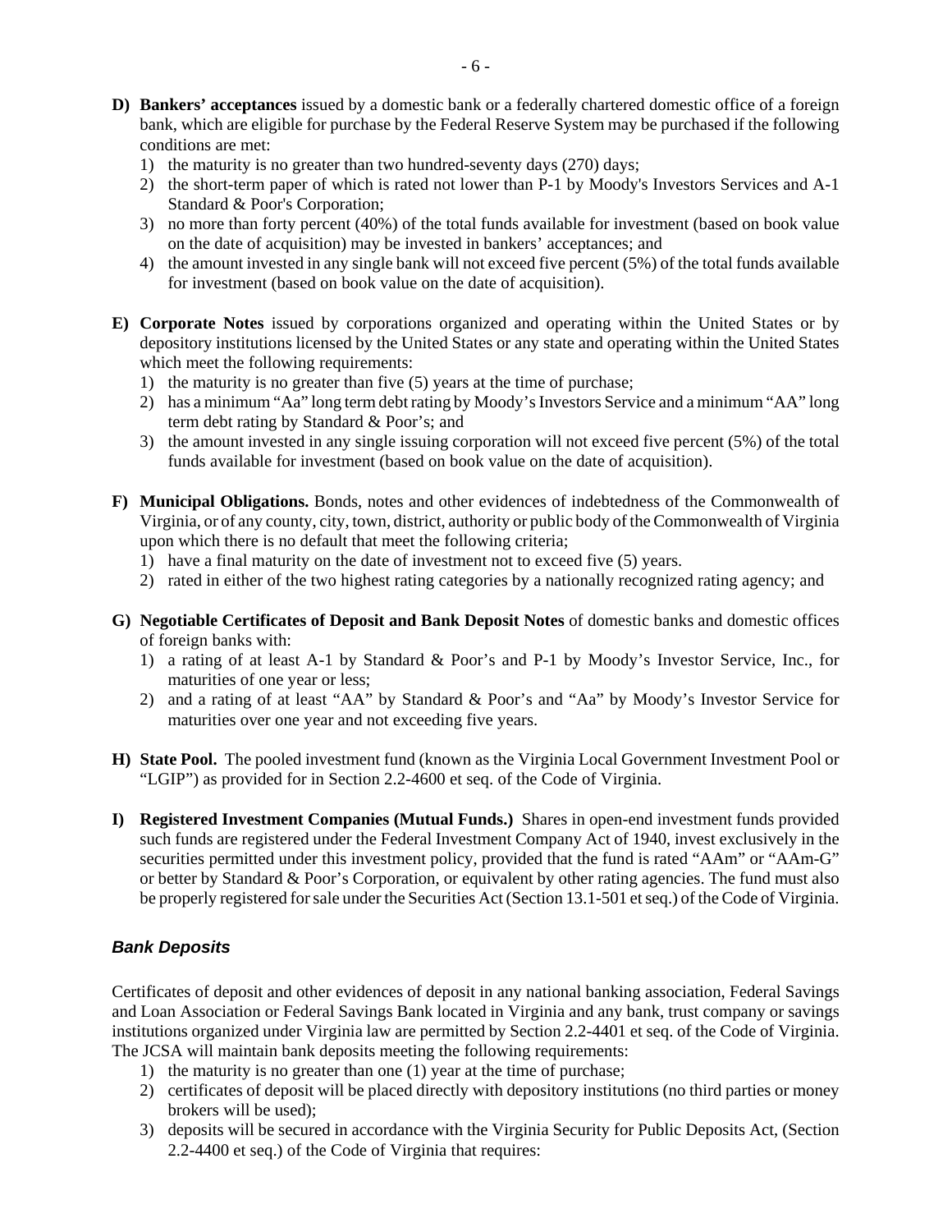**D) Bankers' acceptances** issued by a domestic bank or a federally chartered domestic office of a foreign bank, which are eligible for purchase by the Federal Reserve System may be purchased if the following conditions are met:

1) the maturity is no greater than two hundred-seventy days (270) days;
2) the short-term paper of which is rated not lower than P-1 by Moody's Investors Services and A-1 Standard & Poor's Corporation;
3) no more than forty percent (40%) of the total funds available for investment (based on book value on the date of acquisition) may be invested in bankers' acceptances; and
4) the amount invested in any single bank will not exceed five percent (5%) of the total funds available for investment (based on book value on the date of acquisition).

**E) Corporate Notes** issued by corporations organized and operating within the United States or by depository institutions licensed by the United States or any state and operating within the United States which meet the following requirements:

1) the maturity is no greater than five (5) years at the time of purchase;
2) has a minimum "Aa" long term debt rating by Moody's Investors Service and a minimum "AA" long term debt rating by Standard & Poor's; and
3) the amount invested in any single issuing corporation will not exceed five percent (5%) of the total funds available for investment (based on book value on the date of acquisition).

**F) Municipal Obligations.** Bonds, notes and other evidences of indebtedness of the Commonwealth of Virginia, or of any county, city, town, district, authority or public body of the Commonwealth of Virginia upon which there is no default that meet the following criteria;

1) have a final maturity on the date of investment not to exceed five (5) years.
2) rated in either of the two highest rating categories by a nationally recognized rating agency; and

**G) Negotiable Certificates of Deposit and Bank Deposit Notes** of domestic banks and domestic offices of foreign banks with:

1) a rating of at least A-1 by Standard & Poor's and P-1 by Moody's Investor Service, Inc., for maturities of one year or less;
2) and a rating of at least "AA" by Standard & Poor's and "Aa" by Moody's Investor Service for maturities over one year and not exceeding five years.

**H) State Pool.** The pooled investment fund (known as the Virginia Local Government Investment Pool or "LGIP") as provided for in Section 2.2-4600 et seq. of the Code of Virginia.

**I) Registered Investment Companies (Mutual Funds.)** Shares in open-end investment funds provided such funds are registered under the Federal Investment Company Act of 1940, invest exclusively in the securities permitted under this investment policy, provided that the fund is rated "AAm" or "AAm-G" or better by Standard & Poor's Corporation, or equivalent by other rating agencies. The fund must also be properly registered for sale under the Securities Act (Section 13.1-501 et seq.) of the Code of Virginia.

### *Bank Deposits*

Certificates of deposit and other evidences of deposit in any national banking association, Federal Savings and Loan Association or Federal Savings Bank located in Virginia and any bank, trust company or savings institutions organized under Virginia law are permitted by Section 2.2-4401 et seq. of the Code of Virginia. The JCSA will maintain bank deposits meeting the following requirements:

1) the maturity is no greater than one (1) year at the time of purchase;
2) certificates of deposit will be placed directly with depository institutions (no third parties or money brokers will be used);
3) deposits will be secured in accordance with the Virginia Security for Public Deposits Act, (Section 2.2-4400 et seq.) of the Code of Virginia that requires: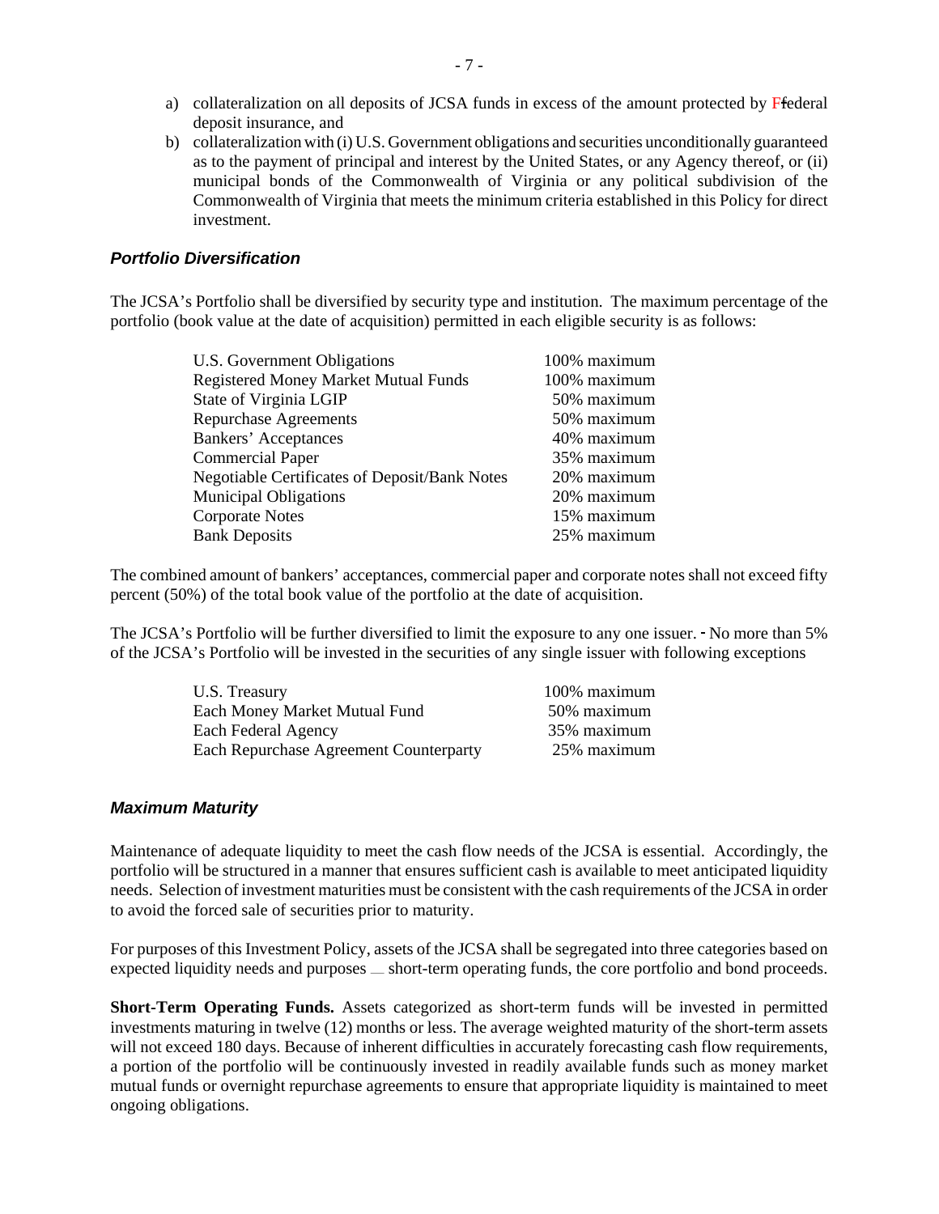a) collateralization on all deposits of JCSA funds in excess of the amount protected by Ffederal deposit insurance, and
b) collateralization with (i) U.S. Government obligations and securities unconditionally guaranteed as to the payment of principal and interest by the United States, or any Agency thereof, or (ii) municipal bonds of the Commonwealth of Virginia or any political subdivision of the Commonwealth of Virginia that meets the minimum criteria established in this Policy for direct investment.

### *Portfolio Diversification*

The JCSA's Portfolio shall be diversified by security type and institution. The maximum percentage of the portfolio (book value at the date of acquisition) permitted in each eligible security is as follows:

| Security | Maximum |
|---|---|
| U.S. Government Obligations | 100% maximum |
| Registered Money Market Mutual Funds | 100% maximum |
| State of Virginia LGIP | 50% maximum |
| Repurchase Agreements | 50% maximum |
| Bankers' Acceptances | 40% maximum |
| Commercial Paper | 35% maximum |
| Negotiable Certificates of Deposit/Bank Notes | 20% maximum |
| Municipal Obligations | 20% maximum |
| Corporate Notes | 15% maximum |
| Bank Deposits | 25% maximum |

The combined amount of bankers' acceptances, commercial paper and corporate notes shall not exceed fifty percent (50%) of the total book value of the portfolio at the date of acquisition.

The JCSA's Portfolio will be further diversified to limit the exposure to any one issuer. No more than 5% of the JCSA's Portfolio will be invested in the securities of any single issuer with following exceptions

| Issuer | Maximum |
|---|---|
| U.S. Treasury | 100% maximum |
| Each Money Market Mutual Fund | 50% maximum |
| Each Federal Agency | 35% maximum |
| Each Repurchase Agreement Counterparty | 25% maximum |

### *Maximum Maturity*

Maintenance of adequate liquidity to meet the cash flow needs of the JCSA is essential. Accordingly, the portfolio will be structured in a manner that ensures sufficient cash is available to meet anticipated liquidity needs. Selection of investment maturities must be consistent with the cash requirements of the JCSA in order to avoid the forced sale of securities prior to maturity.

For purposes of this Investment Policy, assets of the JCSA shall be segregated into three categories based on expected liquidity needs and purposes — short-term operating funds, the core portfolio and bond proceeds.

**Short-Term Operating Funds.** Assets categorized as short-term funds will be invested in permitted investments maturing in twelve (12) months or less. The average weighted maturity of the short-term assets will not exceed 180 days. Because of inherent difficulties in accurately forecasting cash flow requirements, a portion of the portfolio will be continuously invested in readily available funds such as money market mutual funds or overnight repurchase agreements to ensure that appropriate liquidity is maintained to meet ongoing obligations.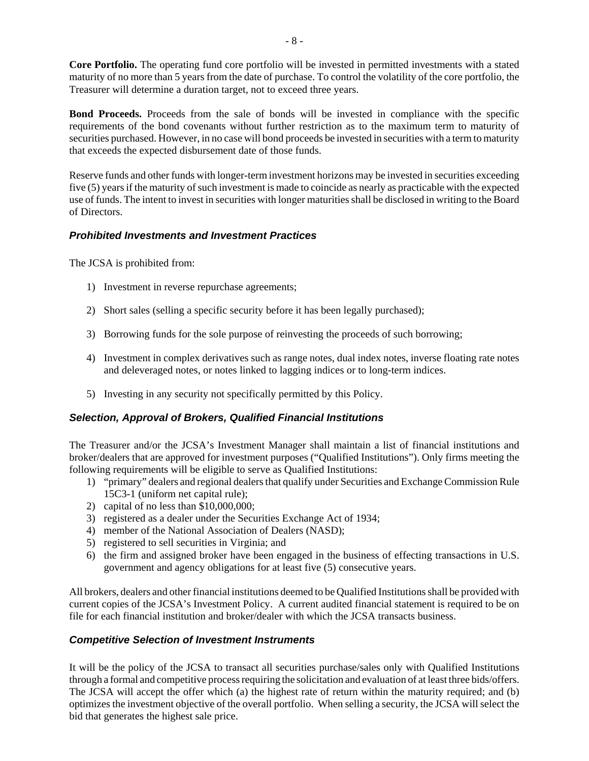**Core Portfolio.** The operating fund core portfolio will be invested in permitted investments with a stated maturity of no more than 5 years from the date of purchase. To control the volatility of the core portfolio, the Treasurer will determine a duration target, not to exceed three years.

**Bond Proceeds.** Proceeds from the sale of bonds will be invested in compliance with the specific requirements of the bond covenants without further restriction as to the maximum term to maturity of securities purchased. However, in no case will bond proceeds be invested in securities with a term to maturity that exceeds the expected disbursement date of those funds.

Reserve funds and other funds with longer-term investment horizons may be invested in securities exceeding five (5) years if the maturity of such investment is made to coincide as nearly as practicable with the expected use of funds. The intent to invest in securities with longer maturities shall be disclosed in writing to the Board of Directors.

### *Prohibited Investments and Investment Practices*

The JCSA is prohibited from:

1) Investment in reverse repurchase agreements;
2) Short sales (selling a specific security before it has been legally purchased);
3) Borrowing funds for the sole purpose of reinvesting the proceeds of such borrowing;
4) Investment in complex derivatives such as range notes, dual index notes, inverse floating rate notes and deleveraged notes, or notes linked to lagging indices or to long-term indices.
5) Investing in any security not specifically permitted by this Policy.

### *Selection, Approval of Brokers, Qualified Financial Institutions*

The Treasurer and/or the JCSA's Investment Manager shall maintain a list of financial institutions and broker/dealers that are approved for investment purposes ("Qualified Institutions"). Only firms meeting the following requirements will be eligible to serve as Qualified Institutions:

1) "primary" dealers and regional dealers that qualify under Securities and Exchange Commission Rule 15C3-1 (uniform net capital rule);
2) capital of no less than $10,000,000;
3) registered as a dealer under the Securities Exchange Act of 1934;
4) member of the National Association of Dealers (NASD);
5) registered to sell securities in Virginia; and
6) the firm and assigned broker have been engaged in the business of effecting transactions in U.S. government and agency obligations for at least five (5) consecutive years.

All brokers, dealers and other financial institutions deemed to be Qualified Institutions shall be provided with current copies of the JCSA's Investment Policy. A current audited financial statement is required to be on file for each financial institution and broker/dealer with which the JCSA transacts business.

### *Competitive Selection of Investment Instruments*

It will be the policy of the JCSA to transact all securities purchase/sales only with Qualified Institutions through a formal and competitive process requiring the solicitation and evaluation of at least three bids/offers. The JCSA will accept the offer which (a) the highest rate of return within the maturity required; and (b) optimizes the investment objective of the overall portfolio. When selling a security, the JCSA will select the bid that generates the highest sale price.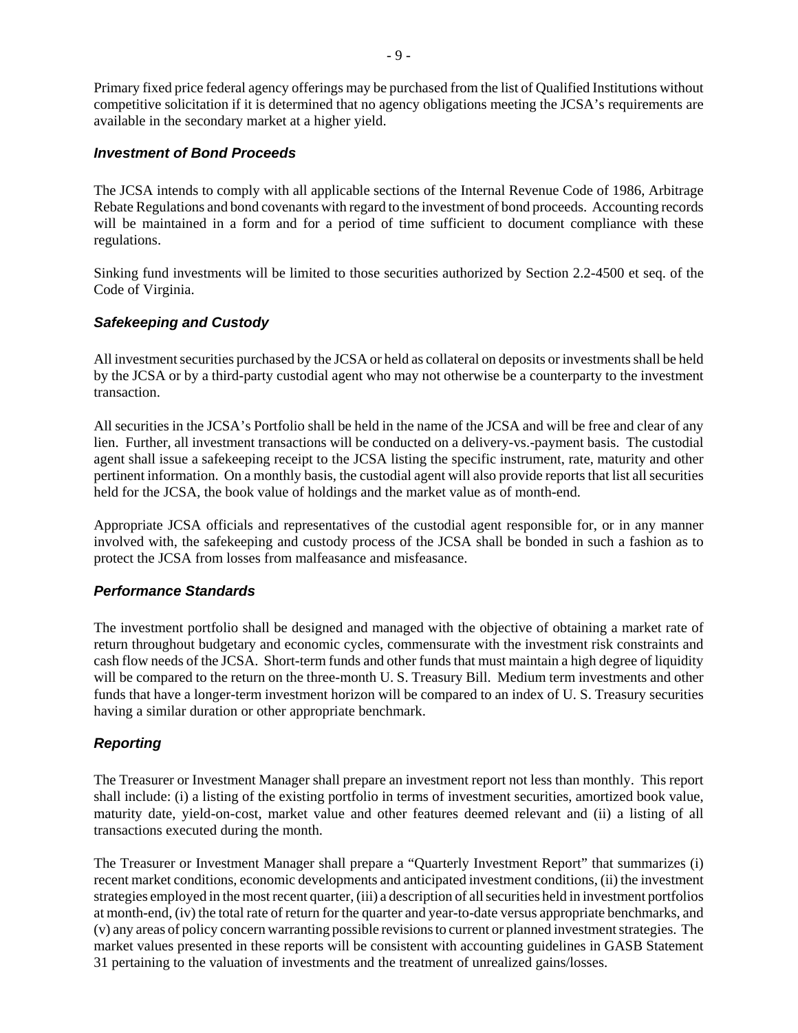Primary fixed price federal agency offerings may be purchased from the list of Qualified Institutions without competitive solicitation if it is determined that no agency obligations meeting the JCSA's requirements are available in the secondary market at a higher yield.

### *Investment of Bond Proceeds*

The JCSA intends to comply with all applicable sections of the Internal Revenue Code of 1986, Arbitrage Rebate Regulations and bond covenants with regard to the investment of bond proceeds. Accounting records will be maintained in a form and for a period of time sufficient to document compliance with these regulations.

Sinking fund investments will be limited to those securities authorized by Section 2.2-4500 et seq. of the Code of Virginia.

### *Safekeeping and Custody*

All investment securities purchased by the JCSA or held as collateral on deposits or investments shall be held by the JCSA or by a third-party custodial agent who may not otherwise be a counterparty to the investment transaction.

All securities in the JCSA's Portfolio shall be held in the name of the JCSA and will be free and clear of any lien. Further, all investment transactions will be conducted on a delivery-vs.-payment basis. The custodial agent shall issue a safekeeping receipt to the JCSA listing the specific instrument, rate, maturity and other pertinent information. On a monthly basis, the custodial agent will also provide reports that list all securities held for the JCSA, the book value of holdings and the market value as of month-end.

Appropriate JCSA officials and representatives of the custodial agent responsible for, or in any manner involved with, the safekeeping and custody process of the JCSA shall be bonded in such a fashion as to protect the JCSA from losses from malfeasance and misfeasance.

### *Performance Standards*

The investment portfolio shall be designed and managed with the objective of obtaining a market rate of return throughout budgetary and economic cycles, commensurate with the investment risk constraints and cash flow needs of the JCSA. Short-term funds and other funds that must maintain a high degree of liquidity will be compared to the return on the three-month U. S. Treasury Bill. Medium term investments and other funds that have a longer-term investment horizon will be compared to an index of U. S. Treasury securities having a similar duration or other appropriate benchmark.

### *Reporting*

The Treasurer or Investment Manager shall prepare an investment report not less than monthly. This report shall include: (i) a listing of the existing portfolio in terms of investment securities, amortized book value, maturity date, yield-on-cost, market value and other features deemed relevant and (ii) a listing of all transactions executed during the month.

The Treasurer or Investment Manager shall prepare a "Quarterly Investment Report" that summarizes (i) recent market conditions, economic developments and anticipated investment conditions, (ii) the investment strategies employed in the most recent quarter, (iii) a description of all securities held in investment portfolios at month-end, (iv) the total rate of return for the quarter and year-to-date versus appropriate benchmarks, and (v) any areas of policy concern warranting possible revisions to current or planned investment strategies. The market values presented in these reports will be consistent with accounting guidelines in GASB Statement 31 pertaining to the valuation of investments and the treatment of unrealized gains/losses.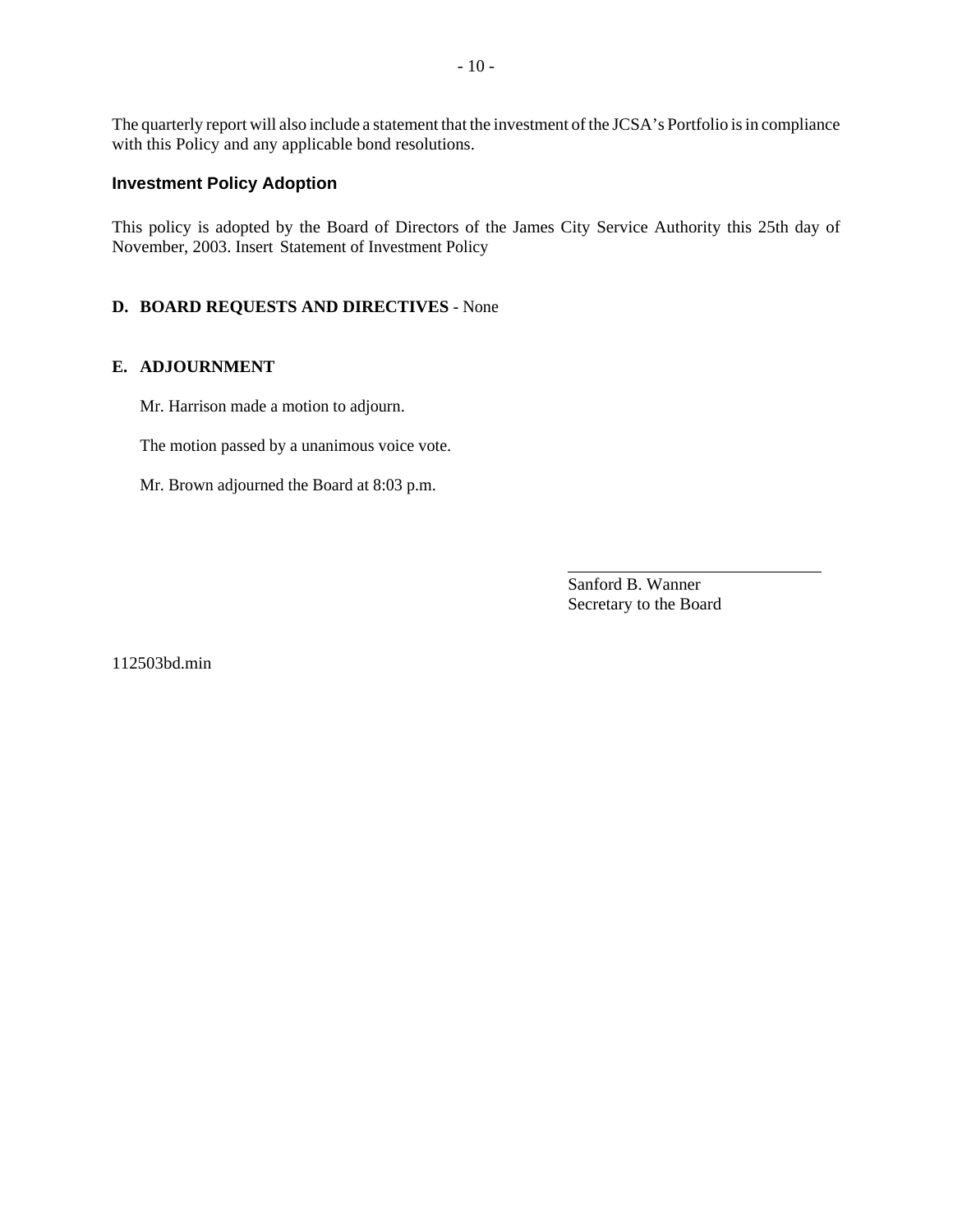The quarterly report will also include a statement that the investment of the JCSA's Portfolio is in compliance with this Policy and any applicable bond resolutions.

### Investment Policy Adoption

This policy is adopted by the Board of Directors of the James City Service Authority this 25th day of November, 2003. Insert Statement of Investment Policy

**D. BOARD REQUESTS AND DIRECTIVES** - None

**E. ADJOURNMENT**

Mr. Harrison made a motion to adjourn.

The motion passed by a unanimous voice vote.

Mr. Brown adjourned the Board at 8:03 p.m.

\_\_\_\_\_\_\_\_\_\_\_\_\_\_\_\_\_\_\_\_\_\_\_\_\_\_\_\_\_\_\_\_

Sanford B. Wanner
Secretary to the Board

112503bd.min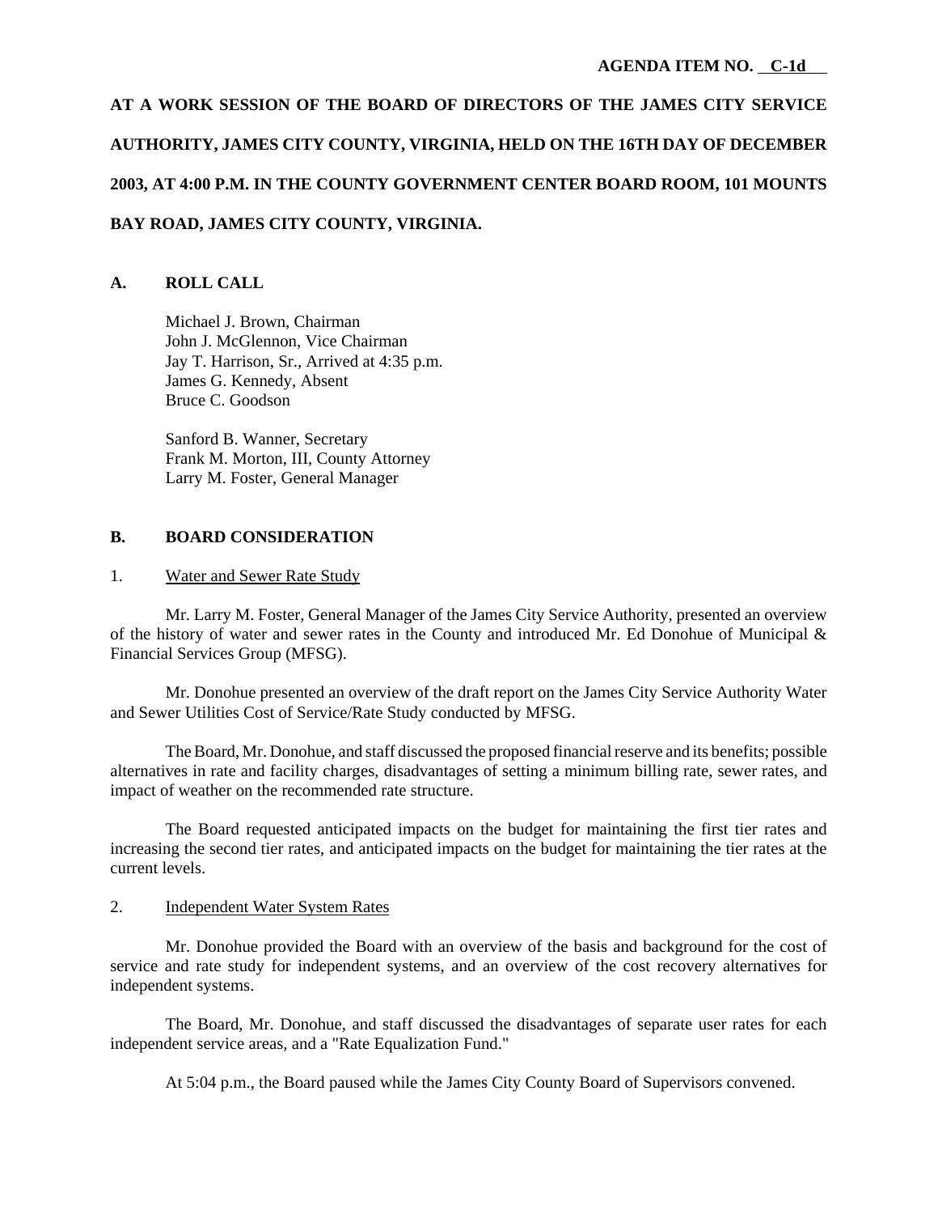**AGENDA ITEM NO. C-1d**

**AT A WORK SESSION OF THE BOARD OF DIRECTORS OF THE JAMES CITY SERVICE AUTHORITY, JAMES CITY COUNTY, VIRGINIA, HELD ON THE 16TH DAY OF DECEMBER 2003, AT 4:00 P.M. IN THE COUNTY GOVERNMENT CENTER BOARD ROOM, 101 MOUNTS BAY ROAD, JAMES CITY COUNTY, VIRGINIA.**

## A. ROLL CALL

Michael J. Brown, Chairman
John J. McGlennon, Vice Chairman
Jay T. Harrison, Sr., Arrived at 4:35 p.m.
James G. Kennedy, Absent
Bruce C. Goodson

Sanford B. Wanner, Secretary
Frank M. Morton, III, County Attorney
Larry M. Foster, General Manager

## B. BOARD CONSIDERATION

### 1. Water and Sewer Rate Study

Mr. Larry M. Foster, General Manager of the James City Service Authority, presented an overview of the history of water and sewer rates in the County and introduced Mr. Ed Donohue of Municipal & Financial Services Group (MFSG).

Mr. Donohue presented an overview of the draft report on the James City Service Authority Water and Sewer Utilities Cost of Service/Rate Study conducted by MFSG.

The Board, Mr. Donohue, and staff discussed the proposed financial reserve and its benefits; possible alternatives in rate and facility charges, disadvantages of setting a minimum billing rate, sewer rates, and impact of weather on the recommended rate structure.

The Board requested anticipated impacts on the budget for maintaining the first tier rates and increasing the second tier rates, and anticipated impacts on the budget for maintaining the tier rates at the current levels.

### 2. Independent Water System Rates

Mr. Donohue provided the Board with an overview of the basis and background for the cost of service and rate study for independent systems, and an overview of the cost recovery alternatives for independent systems.

The Board, Mr. Donohue, and staff discussed the disadvantages of separate user rates for each independent service areas, and a "Rate Equalization Fund."

At 5:04 p.m., the Board paused while the James City County Board of Supervisors convened.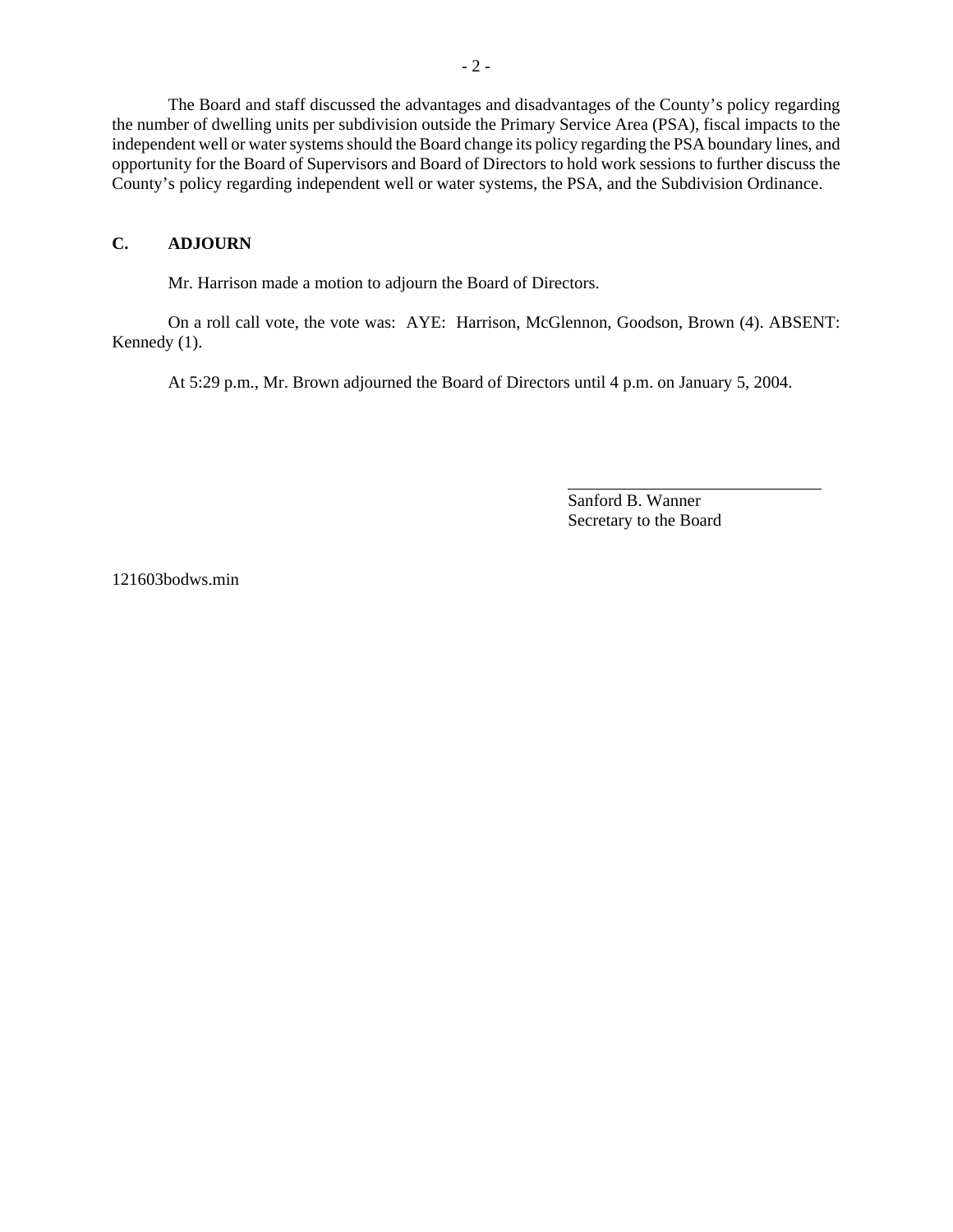The Board and staff discussed the advantages and disadvantages of the County's policy regarding the number of dwelling units per subdivision outside the Primary Service Area (PSA), fiscal impacts to the independent well or water systems should the Board change its policy regarding the PSA boundary lines, and opportunity for the Board of Supervisors and Board of Directors to hold work sessions to further discuss the County's policy regarding independent well or water systems, the PSA, and the Subdivision Ordinance.

## C. ADJOURN

Mr. Harrison made a motion to adjourn the Board of Directors.

On a roll call vote, the vote was: AYE: Harrison, McGlennon, Goodson, Brown (4). ABSENT: Kennedy (1).

At 5:29 p.m., Mr. Brown adjourned the Board of Directors until 4 p.m. on January 5, 2004.

Sanford B. Wanner
Secretary to the Board

121603bodws.min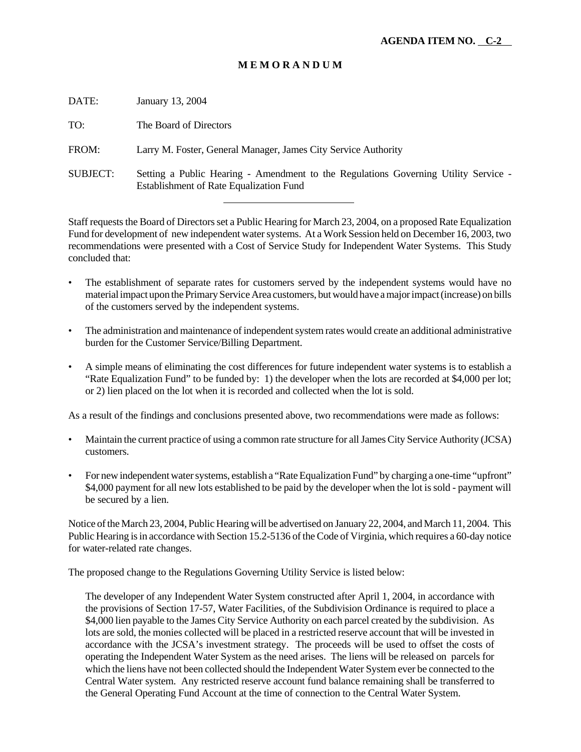**AGENDA ITEM NO. C-2**

**M E M O R A N D U M**

DATE: January 13, 2004

TO: The Board of Directors

FROM: Larry M. Foster, General Manager, James City Service Authority

SUBJECT: Setting a Public Hearing - Amendment to the Regulations Governing Utility Service - Establishment of Rate Equalization Fund

---

Staff requests the Board of Directors set a Public Hearing for March 23, 2004, on a proposed Rate Equalization Fund for development of new independent water systems. At a Work Session held on December 16, 2003, two recommendations were presented with a Cost of Service Study for Independent Water Systems. This Study concluded that:

- The establishment of separate rates for customers served by the independent systems would have no material impact upon the Primary Service Area customers, but would have a major impact (increase) on bills of the customers served by the independent systems.
- The administration and maintenance of independent system rates would create an additional administrative burden for the Customer Service/Billing Department.
- A simple means of eliminating the cost differences for future independent water systems is to establish a "Rate Equalization Fund" to be funded by: 1) the developer when the lots are recorded at $4,000 per lot; or 2) lien placed on the lot when it is recorded and collected when the lot is sold.

As a result of the findings and conclusions presented above, two recommendations were made as follows:

- Maintain the current practice of using a common rate structure for all James City Service Authority (JCSA) customers.
- For new independent water systems, establish a "Rate Equalization Fund" by charging a one-time "upfront" $4,000 payment for all new lots established to be paid by the developer when the lot is sold - payment will be secured by a lien.

Notice of the March 23, 2004, Public Hearing will be advertised on January 22, 2004, and March 11, 2004. This Public Hearing is in accordance with Section 15.2-5136 of the Code of Virginia, which requires a 60-day notice for water-related rate changes.

The proposed change to the Regulations Governing Utility Service is listed below:

> The developer of any Independent Water System constructed after April 1, 2004, in accordance with the provisions of Section 17-57, Water Facilities, of the Subdivision Ordinance is required to place a $4,000 lien payable to the James City Service Authority on each parcel created by the subdivision. As lots are sold, the monies collected will be placed in a restricted reserve account that will be invested in accordance with the JCSA's investment strategy. The proceeds will be used to offset the costs of operating the Independent Water System as the need arises. The liens will be released on parcels for which the liens have not been collected should the Independent Water System ever be connected to the Central Water system. Any restricted reserve account fund balance remaining shall be transferred to the General Operating Fund Account at the time of connection to the Central Water System.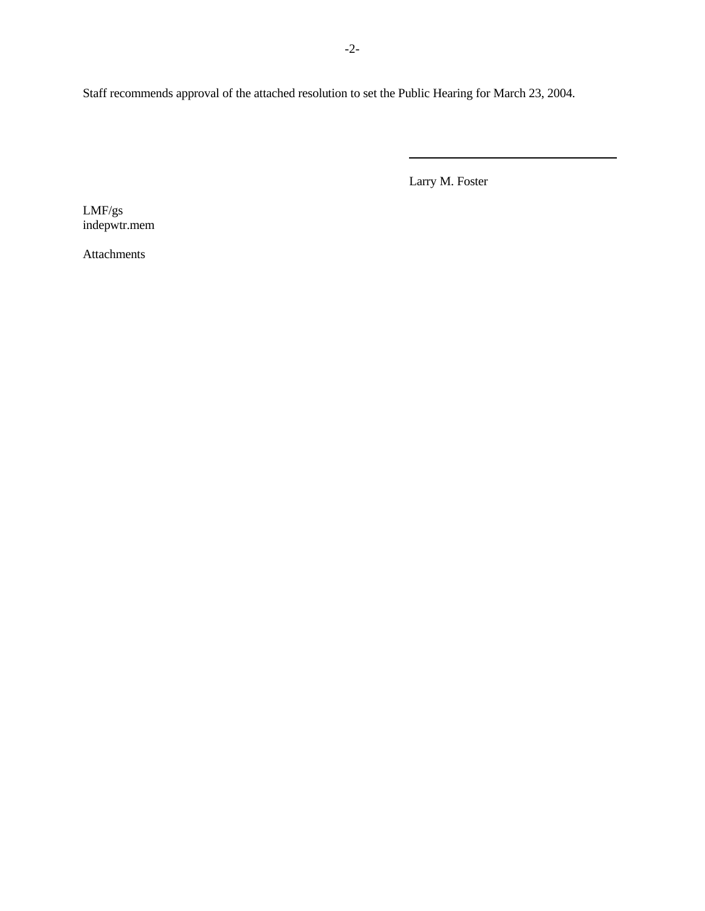Staff recommends approval of the attached resolution to set the Public Hearing for March 23, 2004.

Larry M. Foster

LMF/gs
indepwtr.mem

Attachments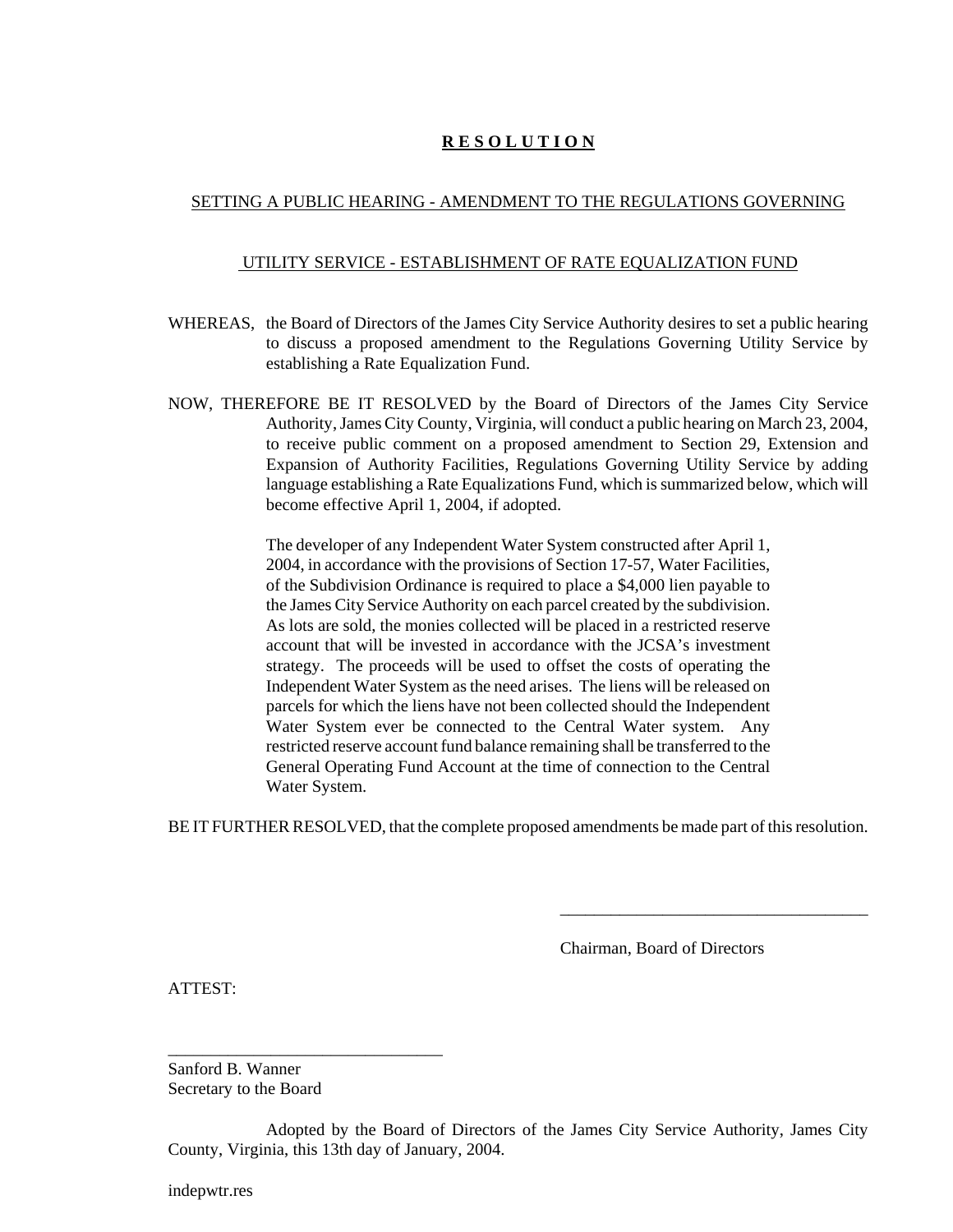# **R E S O L U T I O N**

SETTING A PUBLIC HEARING - AMENDMENT TO THE REGULATIONS GOVERNING

UTILITY SERVICE - ESTABLISHMENT OF RATE EQUALIZATION FUND

WHEREAS, the Board of Directors of the James City Service Authority desires to set a public hearing to discuss a proposed amendment to the Regulations Governing Utility Service by establishing a Rate Equalization Fund.

NOW, THEREFORE BE IT RESOLVED by the Board of Directors of the James City Service Authority, James City County, Virginia, will conduct a public hearing on March 23, 2004, to receive public comment on a proposed amendment to Section 29, Extension and Expansion of Authority Facilities, Regulations Governing Utility Service by adding language establishing a Rate Equalizations Fund, which is summarized below, which will become effective April 1, 2004, if adopted.

> The developer of any Independent Water System constructed after April 1, 2004, in accordance with the provisions of Section 17-57, Water Facilities, of the Subdivision Ordinance is required to place a $4,000 lien payable to the James City Service Authority on each parcel created by the subdivision. As lots are sold, the monies collected will be placed in a restricted reserve account that will be invested in accordance with the JCSA's investment strategy. The proceeds will be used to offset the costs of operating the Independent Water System as the need arises. The liens will be released on parcels for which the liens have not been collected should the Independent Water System ever be connected to the Central Water system. Any restricted reserve account fund balance remaining shall be transferred to the General Operating Fund Account at the time of connection to the Central Water System.

BE IT FURTHER RESOLVED, that the complete proposed amendments be made part of this resolution.

____________________________________

Chairman, Board of Directors

ATTEST:

________________________________

Sanford B. Wanner
Secretary to the Board

Adopted by the Board of Directors of the James City Service Authority, James City County, Virginia, this 13th day of January, 2004.

indepwtr.res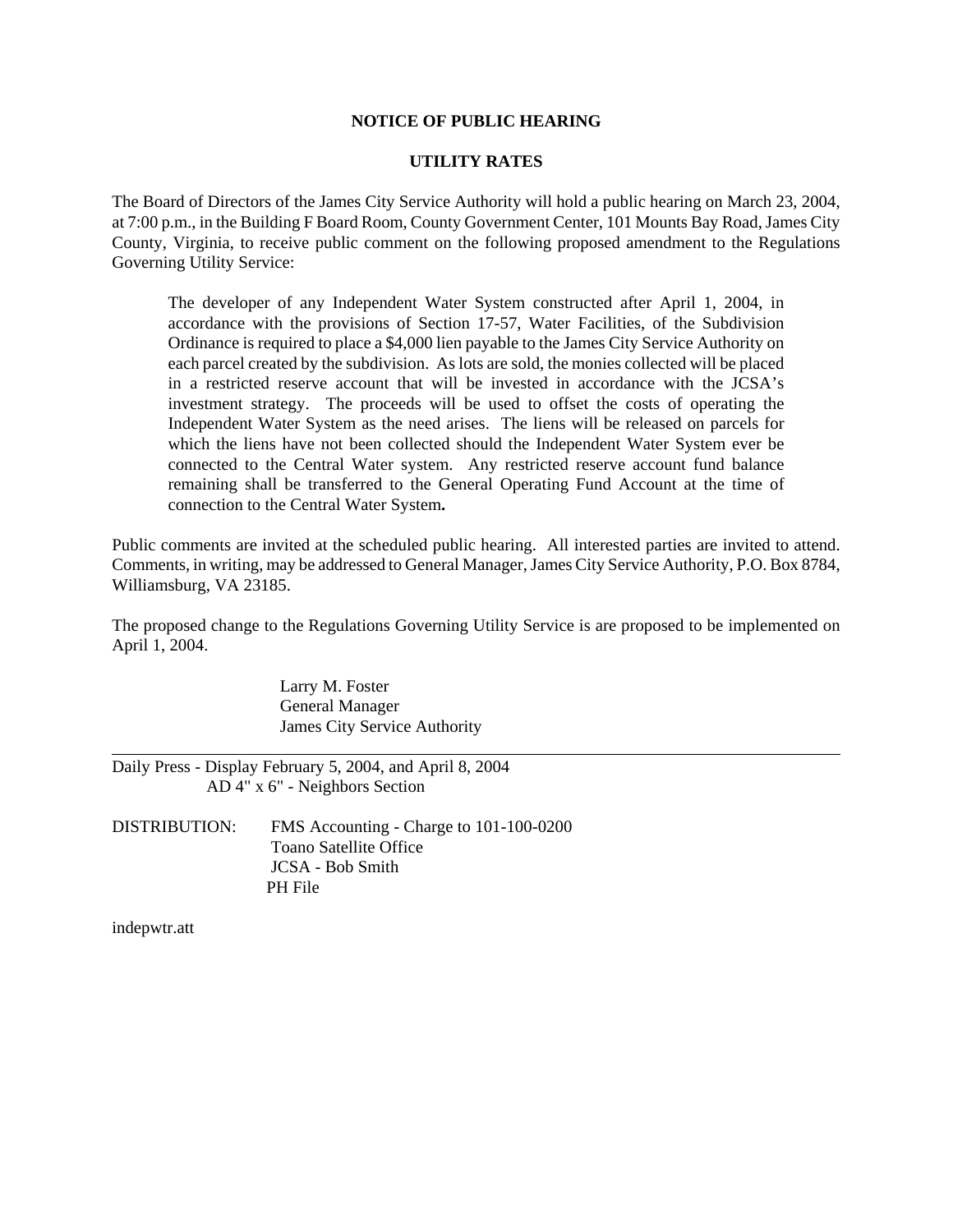**NOTICE OF PUBLIC HEARING**

**UTILITY RATES**

The Board of Directors of the James City Service Authority will hold a public hearing on March 23, 2004, at 7:00 p.m., in the Building F Board Room, County Government Center, 101 Mounts Bay Road, James City County, Virginia, to receive public comment on the following proposed amendment to the Regulations Governing Utility Service:

> The developer of any Independent Water System constructed after April 1, 2004, in accordance with the provisions of Section 17-57, Water Facilities, of the Subdivision Ordinance is required to place a $4,000 lien payable to the James City Service Authority on each parcel created by the subdivision. As lots are sold, the monies collected will be placed in a restricted reserve account that will be invested in accordance with the JCSA's investment strategy. The proceeds will be used to offset the costs of operating the Independent Water System as the need arises. The liens will be released on parcels for which the liens have not been collected should the Independent Water System ever be connected to the Central Water system. Any restricted reserve account fund balance remaining shall be transferred to the General Operating Fund Account at the time of connection to the Central Water System**.**

Public comments are invited at the scheduled public hearing. All interested parties are invited to attend. Comments, in writing, may be addressed to General Manager, James City Service Authority, P.O. Box 8784, Williamsburg, VA 23185.

The proposed change to the Regulations Governing Utility Service is are proposed to be implemented on April 1, 2004.

Larry M. Foster
General Manager
James City Service Authority

---

Daily Press - Display February 5, 2004, and April 8, 2004
AD 4" x 6" - Neighbors Section

DISTRIBUTION: FMS Accounting - Charge to 101-100-0200
Toano Satellite Office
JCSA - Bob Smith
PH File

indepwtr.att